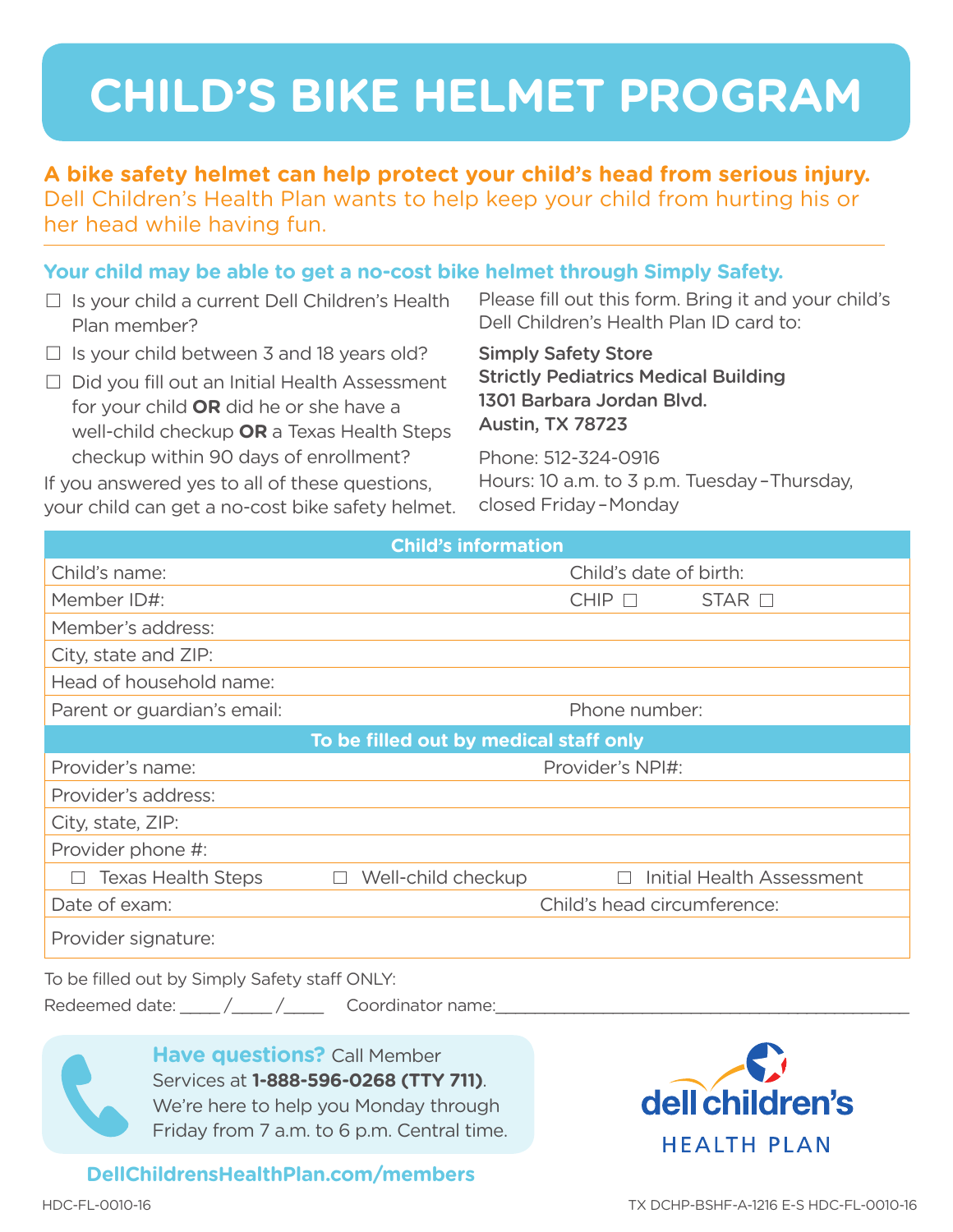# CHILD'S BIKE HELMET PROGRAM

**A bike safety helmet can help protect your child's head from serious injury.** Dell Children's Health Plan wants to help keep your child from hurting his or her head while having fun.

**Your child may be able to get a no-cost bike helmet through Simply Safety.**

- ☐ Is your child a current Dell Children's Health Plan member?
- ☐ Is your child between 3 and 18 years old?
- ☐ Did you fill out an Initial Health Assessment for your child **OR** did he or she have a well-child checkup **OR** a Texas Health Steps checkup within 90 days of enrollment?

If you answered yes to all of these questions, your child can get a no-cost bike safety helmet.

Please fill out this form. Bring it and your child's Dell Children's Health Plan ID card to:

**Simply Safety Store**
**Strictly Pediatrics Medical Building**
**1301 Barbara Jordan Blvd.**
**Austin, TX 78723**

Phone: 512-324-0916
Hours: 10 a.m. to 3 p.m. Tuesday – Thursday, closed Friday – Monday

| Child's information | | |
|---|---|---|
| Child's name: | Child's date of birth: | |
| Member ID#: | CHIP ☐ | STAR ☐ |
| Member's address: | | |
| City, state and ZIP: | | |
| Head of household name: | | |
| Parent or guardian's email: | Phone number: | |
| **To be filled out by medical staff only** | | |
| Provider's name: | Provider's NPI#: | |
| Provider's address: | | |
| City, state, ZIP: | | |
| Provider phone #: | | |
| ☐ Texas Health Steps | ☐ Well-child checkup | ☐ Initial Health Assessment |
| Date of exam: | Child's head circumference: | |
| Provider signature: | | |

To be filled out by Simply Safety staff ONLY:

Redeemed date: _____ /_____ /_____ Coordinator name:_______________________________________________

**Have questions?** Call Member Services at **1-888-596-0268 (TTY 711)**. We're here to help you Monday through Friday from 7 a.m. to 6 p.m. Central time.

dell children's HEALTH PLAN

**DellChildrensHealthPlan.com/members**

HDC-FL-0010-16

TX DCHP-BSHF-A-1216 E-S HDC-FL-0010-16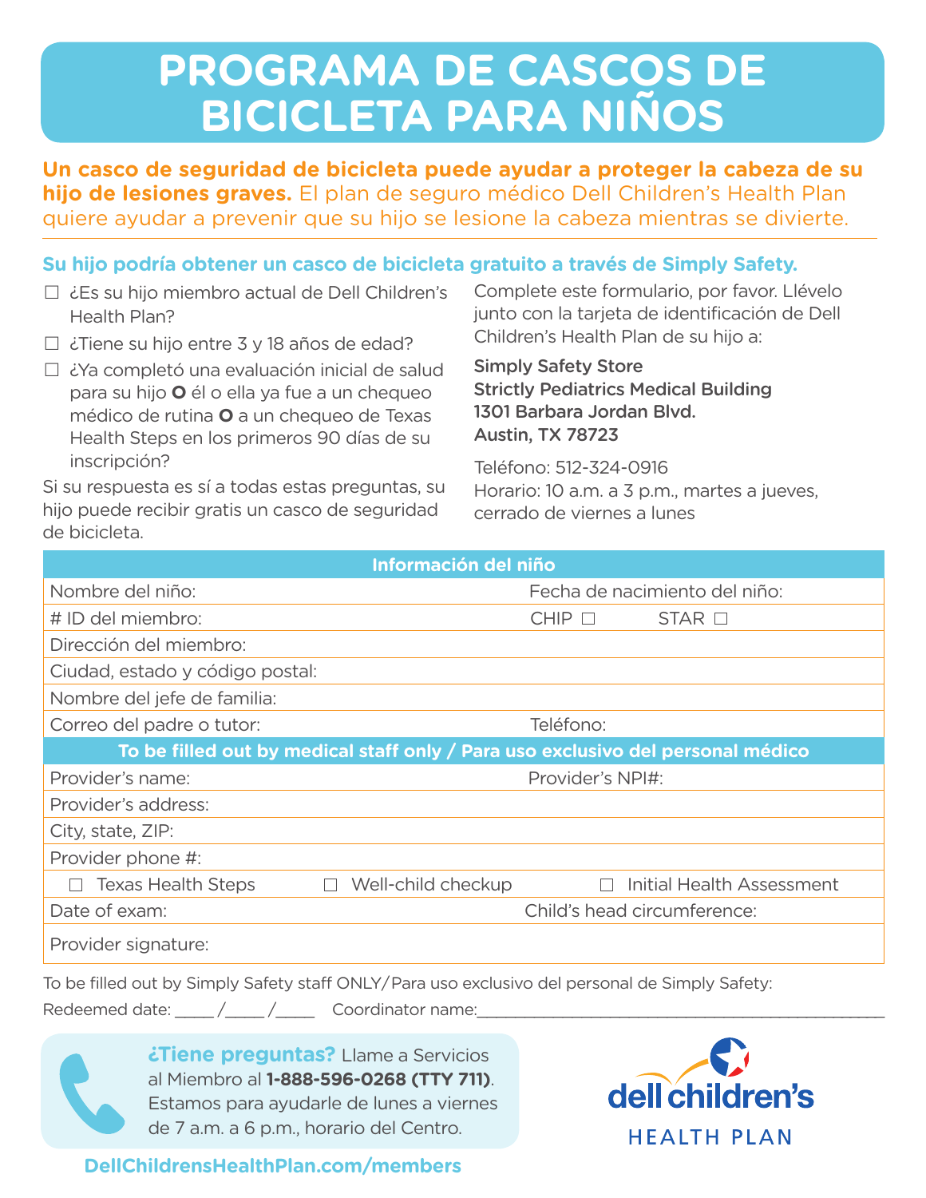# PROGRAMA DE CASCOS DE BICICLETA PARA NIÑOS

**Un casco de seguridad de bicicleta puede ayudar a proteger la cabeza de su hijo de lesiones graves.** El plan de seguro médico Dell Children's Health Plan quiere ayudar a prevenir que su hijo se lesione la cabeza mientras se divierte.

**Su hijo podría obtener un casco de bicicleta gratuito a través de Simply Safety.**

- ☐ ¿Es su hijo miembro actual de Dell Children's Health Plan?
- ☐ ¿Tiene su hijo entre 3 y 18 años de edad?
- ☐ ¿Ya completó una evaluación inicial de salud para su hijo **O** él o ella ya fue a un chequeo médico de rutina **O** a un chequeo de Texas Health Steps en los primeros 90 días de su inscripción?

Si su respuesta es sí a todas estas preguntas, su hijo puede recibir gratis un casco de seguridad de bicicleta.

Complete este formulario, por favor. Llévelo junto con la tarjeta de identificación de Dell Children's Health Plan de su hijo a:

**Simply Safety Store**
**Strictly Pediatrics Medical Building**
**1301 Barbara Jordan Blvd.**
**Austin, TX 78723**

Teléfono: 512-324-0916
Horario: 10 a.m. a 3 p.m., martes a jueves, cerrado de viernes a lunes

| Información del niño | | |
|---|---|---|
| Nombre del niño: | Fecha de nacimiento del niño: | |
| # ID del miembro: | CHIP ☐ | STAR ☐ |
| Dirección del miembro: | | |
| Ciudad, estado y código postal: | | |
| Nombre del jefe de familia: | | |
| Correo del padre o tutor: | Teléfono: | |
| **To be filled out by medical staff only / Para uso exclusivo del personal médico** | | |
| Provider's name: | Provider's NPI#: | |
| Provider's address: | | |
| City, state, ZIP: | | |
| Provider phone #: | | |
| ☐ Texas Health Steps | ☐ Well-child checkup | ☐ Initial Health Assessment |
| Date of exam: | Child's head circumference: | |
| Provider signature: | | |

To be filled out by Simply Safety staff ONLY/Para uso exclusivo del personal de Simply Safety:

Redeemed date: _____/_____/_____ Coordinator name:_______________________________________________

**¿Tiene preguntas?** Llame a Servicios al Miembro al **1-888-596-0268 (TTY 711)**. Estamos para ayudarle de lunes a viernes de 7 a.m. a 6 p.m., horario del Centro.

**DellChildrensHealthPlan.com/members**

dell children's HEALTH PLAN